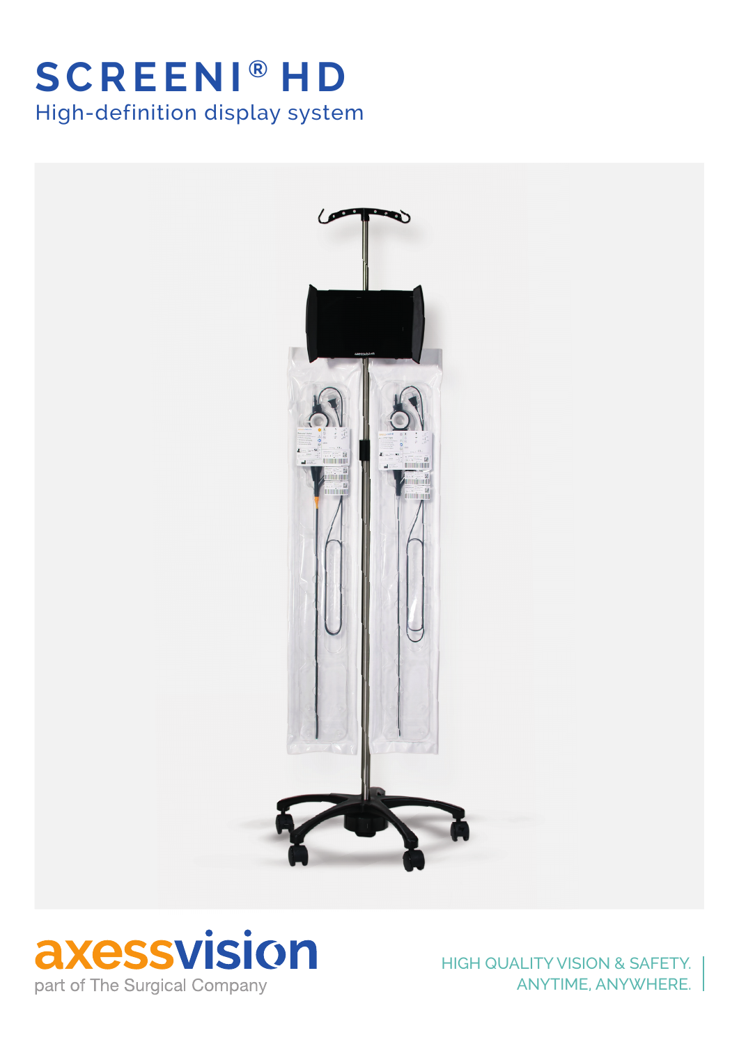# SCREENI® HD

High-definition display system

axessvision

part of The Surgical Company

HIGH QUALITY VISION & SAFETY.
ANYTIME, ANYWHERE.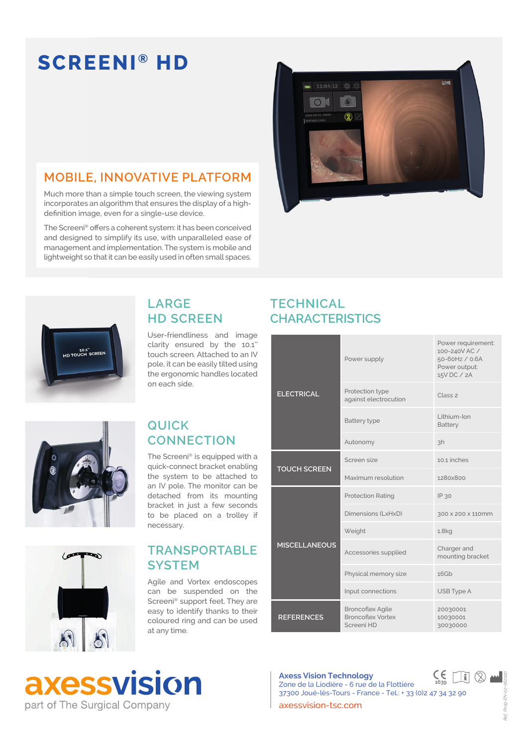# SCREENI® HD

## MOBILE, INNOVATIVE PLATFORM

Much more than a simple touch screen, the viewing system incorporates an algorithm that ensures the display of a high-definition image, even for a single-use device.

The Screeni® offers a coherent system: it has been conceived and designed to simplify its use, with unparalleled ease of management and implementation. The system is mobile and lightweight so that it can be easily used in often small spaces.

## LARGE HD SCREEN

User-friendliness and image clarity ensured by the 10.1'' touch screen. Attached to an IV pole, it can be easily tilted using the ergonomic handles located on each side.

## QUICK CONNECTION

The Screeni® is equipped with a quick-connect bracket enabling the system to be attached to an IV pole. The monitor can be detached from its mounting bracket in just a few seconds to be placed on a trolley if necessary.

## TRANSPORTABLE SYSTEM

Agile and Vortex endoscopes can be suspended on the Screeni® support feet. They are easy to identify thanks to their coloured ring and can be used at any time.

## TECHNICAL CHARACTERISTICS

| | | |
|---|---|---|
| ELECTRICAL | Power supply | Power requirement: 100-240V AC / 50-60Hz / 0.6A Power output: 15V DC / 2A |
| | Protection type against electrocution | Class 2 |
| | Battery type | Lithium-Ion Battery |
| | Autonomy | 3h |
| TOUCH SCREEN | Screen size | 10.1 inches |
| | Maximum resolution | 1280x800 |
| MISCELLANEOUS | Protection Rating | IP 30 |
| | Dimensions (LxHxD) | 300 x 200 x 110mm |
| | Weight | 1.8kg |
| | Accessories supplied | Charger and mounting bracket |
| | Physical memory size | 16Gb |
| | Input connections | USB Type A |
| REFERENCES | Broncoflex Agile<br>Broncoflex Vortex<br>Screeni HD | 20030001<br>10030001<br>30030000 |

axessvision
part of The Surgical Company

**Axess Vision Technology**
Zone de la Liodière - 6 rue de la Flottière
37300 Joué-lès-Tours - France - Tel.: + 33 (0)2 47 34 32 90
axessvision-tsc.com

CE 1639

Ref. P019-EN-02-062020